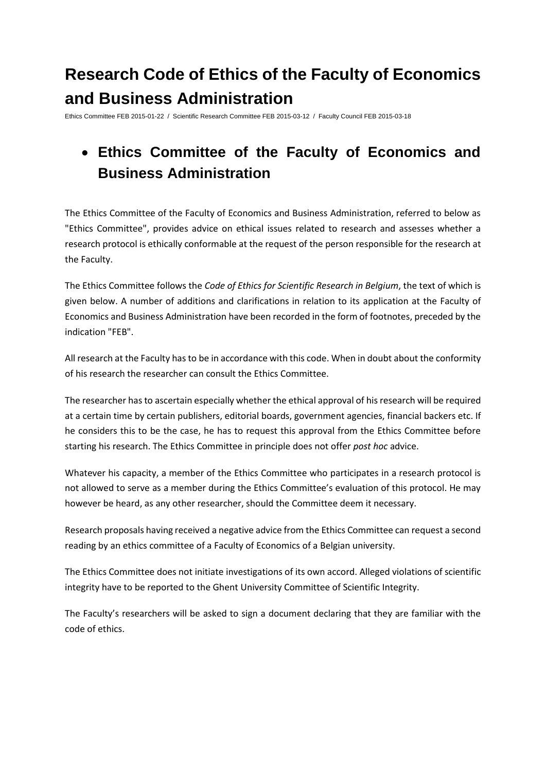# Research Code of Ethics of the Faculty of Economics and Business Administration

Ethics Committee FEB 2015-01-22 / Scientific Research Committee FEB 2015-03-12 / Faculty Council FEB 2015-03-18

- ## Ethics Committee of the Faculty of Economics and Business Administration

The Ethics Committee of the Faculty of Economics and Business Administration, referred to below as "Ethics Committee", provides advice on ethical issues related to research and assesses whether a research protocol is ethically conformable at the request of the person responsible for the research at the Faculty.

The Ethics Committee follows the *Code of Ethics for Scientific Research in Belgium*, the text of which is given below. A number of additions and clarifications in relation to its application at the Faculty of Economics and Business Administration have been recorded in the form of footnotes, preceded by the indication "FEB".

All research at the Faculty has to be in accordance with this code. When in doubt about the conformity of his research the researcher can consult the Ethics Committee.

The researcher has to ascertain especially whether the ethical approval of his research will be required at a certain time by certain publishers, editorial boards, government agencies, financial backers etc. If he considers this to be the case, he has to request this approval from the Ethics Committee before starting his research. The Ethics Committee in principle does not offer *post hoc* advice.

Whatever his capacity, a member of the Ethics Committee who participates in a research protocol is not allowed to serve as a member during the Ethics Committee's evaluation of this protocol. He may however be heard, as any other researcher, should the Committee deem it necessary.

Research proposals having received a negative advice from the Ethics Committee can request a second reading by an ethics committee of a Faculty of Economics of a Belgian university.

The Ethics Committee does not initiate investigations of its own accord. Alleged violations of scientific integrity have to be reported to the Ghent University Committee of Scientific Integrity.

The Faculty's researchers will be asked to sign a document declaring that they are familiar with the code of ethics.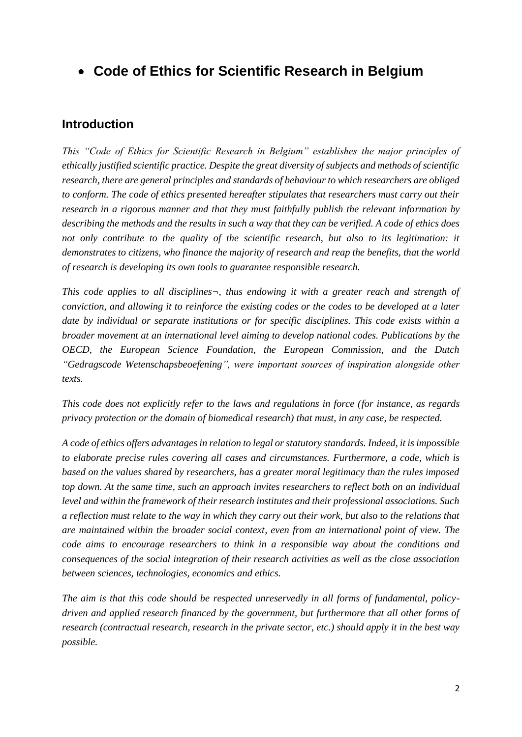- **Code of Ethics for Scientific Research in Belgium**

## Introduction

*This "Code of Ethics for Scientific Research in Belgium" establishes the major principles of ethically justified scientific practice. Despite the great diversity of subjects and methods of scientific research, there are general principles and standards of behaviour to which researchers are obliged to conform. The code of ethics presented hereafter stipulates that researchers must carry out their research in a rigorous manner and that they must faithfully publish the relevant information by describing the methods and the results in such a way that they can be verified. A code of ethics does not only contribute to the quality of the scientific research, but also to its legitimation: it demonstrates to citizens, who finance the majority of research and reap the benefits, that the world of research is developing its own tools to guarantee responsible research.*

*This code applies to all disciplines¬, thus endowing it with a greater reach and strength of conviction, and allowing it to reinforce the existing codes or the codes to be developed at a later date by individual or separate institutions or for specific disciplines. This code exists within a broader movement at an international level aiming to develop national codes. Publications by the OECD, the European Science Foundation, the European Commission, and the Dutch "Gedragscode Wetenschapsbeoefening", were important sources of inspiration alongside other texts.*

*This code does not explicitly refer to the laws and regulations in force (for instance, as regards privacy protection or the domain of biomedical research) that must, in any case, be respected.*

*A code of ethics offers advantages in relation to legal or statutory standards. Indeed, it is impossible to elaborate precise rules covering all cases and circumstances. Furthermore, a code, which is based on the values shared by researchers, has a greater moral legitimacy than the rules imposed top down. At the same time, such an approach invites researchers to reflect both on an individual level and within the framework of their research institutes and their professional associations. Such a reflection must relate to the way in which they carry out their work, but also to the relations that are maintained within the broader social context, even from an international point of view. The code aims to encourage researchers to think in a responsible way about the conditions and consequences of the social integration of their research activities as well as the close association between sciences, technologies, economics and ethics.*

*The aim is that this code should be respected unreservedly in all forms of fundamental, policy-driven and applied research financed by the government, but furthermore that all other forms of research (contractual research, research in the private sector, etc.) should apply it in the best way possible.*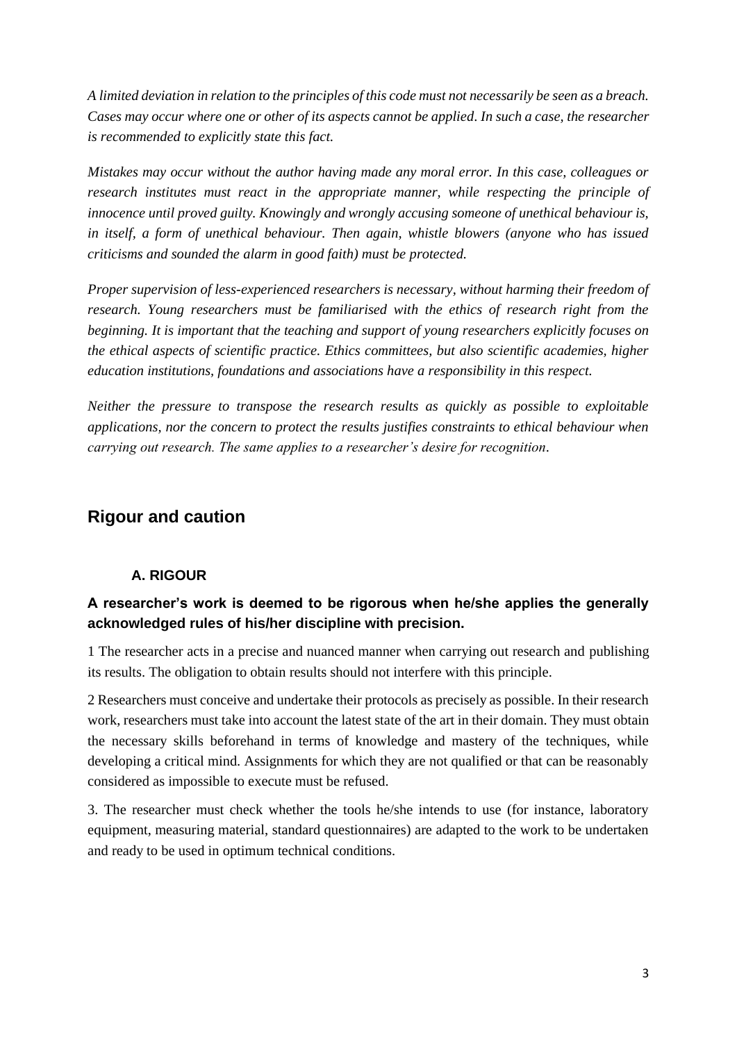*A limited deviation in relation to the principles of this code must not necessarily be seen as a breach. Cases may occur where one or other of its aspects cannot be applied. In such a case, the researcher is recommended to explicitly state this fact.*

*Mistakes may occur without the author having made any moral error. In this case, colleagues or research institutes must react in the appropriate manner, while respecting the principle of innocence until proved guilty. Knowingly and wrongly accusing someone of unethical behaviour is, in itself, a form of unethical behaviour. Then again, whistle blowers (anyone who has issued criticisms and sounded the alarm in good faith) must be protected.*

*Proper supervision of less-experienced researchers is necessary, without harming their freedom of research. Young researchers must be familiarised with the ethics of research right from the beginning. It is important that the teaching and support of young researchers explicitly focuses on the ethical aspects of scientific practice. Ethics committees, but also scientific academies, higher education institutions, foundations and associations have a responsibility in this respect.*

*Neither the pressure to transpose the research results as quickly as possible to exploitable applications, nor the concern to protect the results justifies constraints to ethical behaviour when carrying out research. The same applies to a researcher's desire for recognition.*

## Rigour and caution

### A. RIGOUR

**A researcher's work is deemed to be rigorous when he/she applies the generally acknowledged rules of his/her discipline with precision.**

1 The researcher acts in a precise and nuanced manner when carrying out research and publishing its results. The obligation to obtain results should not interfere with this principle.

2 Researchers must conceive and undertake their protocols as precisely as possible. In their research work, researchers must take into account the latest state of the art in their domain. They must obtain the necessary skills beforehand in terms of knowledge and mastery of the techniques, while developing a critical mind. Assignments for which they are not qualified or that can be reasonably considered as impossible to execute must be refused.

3. The researcher must check whether the tools he/she intends to use (for instance, laboratory equipment, measuring material, standard questionnaires) are adapted to the work to be undertaken and ready to be used in optimum technical conditions.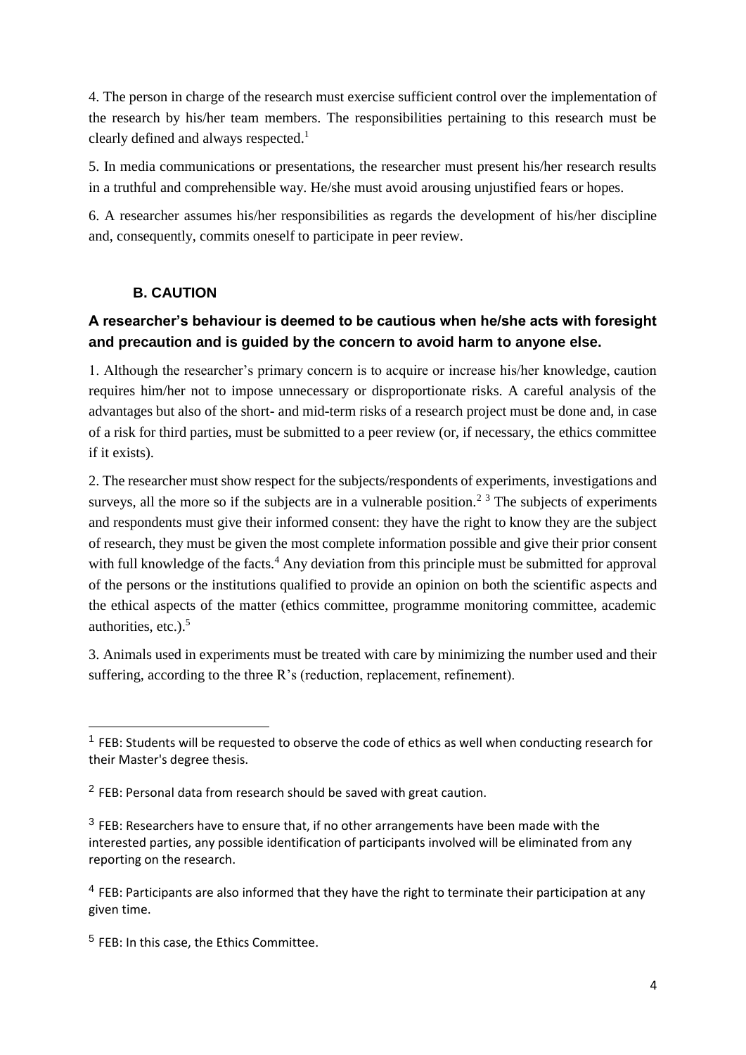4. The person in charge of the research must exercise sufficient control over the implementation of the research by his/her team members. The responsibilities pertaining to this research must be clearly defined and always respected.[1]

5. In media communications or presentations, the researcher must present his/her research results in a truthful and comprehensible way. He/she must avoid arousing unjustified fears or hopes.

6. A researcher assumes his/her responsibilities as regards the development of his/her discipline and, consequently, commits oneself to participate in peer review.

### B. CAUTION

**A researcher's behaviour is deemed to be cautious when he/she acts with foresight and precaution and is guided by the concern to avoid harm to anyone else.**

1. Although the researcher's primary concern is to acquire or increase his/her knowledge, caution requires him/her not to impose unnecessary or disproportionate risks. A careful analysis of the advantages but also of the short- and mid-term risks of a research project must be done and, in case of a risk for third parties, must be submitted to a peer review (or, if necessary, the ethics committee if it exists).

2. The researcher must show respect for the subjects/respondents of experiments, investigations and surveys, all the more so if the subjects are in a vulnerable position.[2] [3] The subjects of experiments and respondents must give their informed consent: they have the right to know they are the subject of research, they must be given the most complete information possible and give their prior consent with full knowledge of the facts.[4] Any deviation from this principle must be submitted for approval of the persons or the institutions qualified to provide an opinion on both the scientific aspects and the ethical aspects of the matter (ethics committee, programme monitoring committee, academic authorities, etc.).[5]

3. Animals used in experiments must be treated with care by minimizing the number used and their suffering, according to the three R's (reduction, replacement, refinement).

---

[1] FEB: Students will be requested to observe the code of ethics as well when conducting research for their Master's degree thesis.

[2] FEB: Personal data from research should be saved with great caution.

[3] FEB: Researchers have to ensure that, if no other arrangements have been made with the interested parties, any possible identification of participants involved will be eliminated from any reporting on the research.

[4] FEB: Participants are also informed that they have the right to terminate their participation at any given time.

[5] FEB: In this case, the Ethics Committee.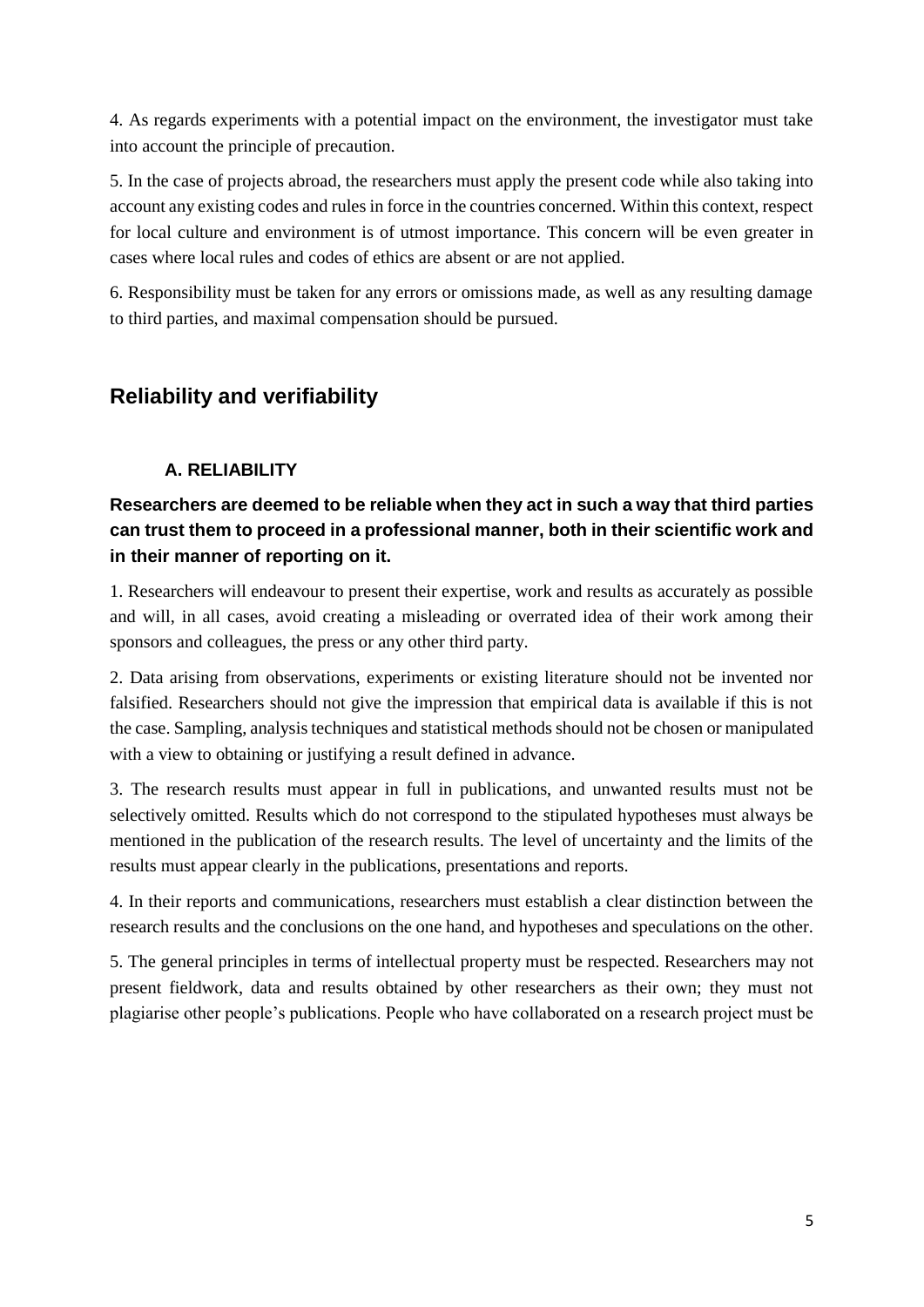4. As regards experiments with a potential impact on the environment, the investigator must take into account the principle of precaution.

5. In the case of projects abroad, the researchers must apply the present code while also taking into account any existing codes and rules in force in the countries concerned. Within this context, respect for local culture and environment is of utmost importance. This concern will be even greater in cases where local rules and codes of ethics are absent or are not applied.

6. Responsibility must be taken for any errors or omissions made, as well as any resulting damage to third parties, and maximal compensation should be pursued.

## Reliability and verifiability

### A. RELIABILITY

**Researchers are deemed to be reliable when they act in such a way that third parties can trust them to proceed in a professional manner, both in their scientific work and in their manner of reporting on it.**

1. Researchers will endeavour to present their expertise, work and results as accurately as possible and will, in all cases, avoid creating a misleading or overrated idea of their work among their sponsors and colleagues, the press or any other third party.

2. Data arising from observations, experiments or existing literature should not be invented nor falsified. Researchers should not give the impression that empirical data is available if this is not the case. Sampling, analysis techniques and statistical methods should not be chosen or manipulated with a view to obtaining or justifying a result defined in advance.

3. The research results must appear in full in publications, and unwanted results must not be selectively omitted. Results which do not correspond to the stipulated hypotheses must always be mentioned in the publication of the research results. The level of uncertainty and the limits of the results must appear clearly in the publications, presentations and reports.

4. In their reports and communications, researchers must establish a clear distinction between the research results and the conclusions on the one hand, and hypotheses and speculations on the other.

5. The general principles in terms of intellectual property must be respected. Researchers may not present fieldwork, data and results obtained by other researchers as their own; they must not plagiarise other people's publications. People who have collaborated on a research project must be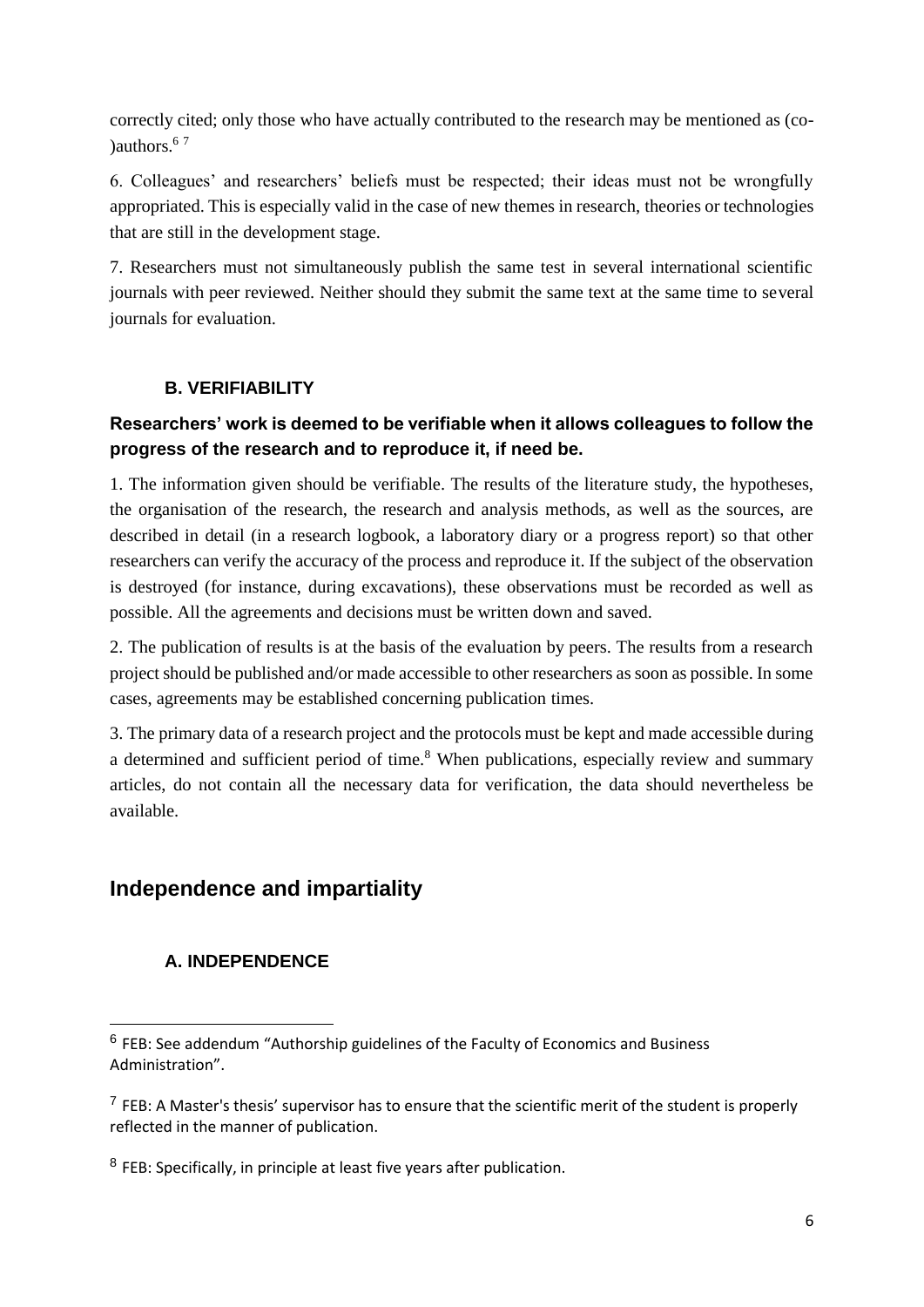correctly cited; only those who have actually contributed to the research may be mentioned as (co-)authors.[6] [7]

6. Colleagues' and researchers' beliefs must be respected; their ideas must not be wrongfully appropriated. This is especially valid in the case of new themes in research, theories or technologies that are still in the development stage.

7. Researchers must not simultaneously publish the same test in several international scientific journals with peer reviewed. Neither should they submit the same text at the same time to several journals for evaluation.

### B. VERIFIABILITY

**Researchers' work is deemed to be verifiable when it allows colleagues to follow the progress of the research and to reproduce it, if need be.**

1. The information given should be verifiable. The results of the literature study, the hypotheses, the organisation of the research, the research and analysis methods, as well as the sources, are described in detail (in a research logbook, a laboratory diary or a progress report) so that other researchers can verify the accuracy of the process and reproduce it. If the subject of the observation is destroyed (for instance, during excavations), these observations must be recorded as well as possible. All the agreements and decisions must be written down and saved.

2. The publication of results is at the basis of the evaluation by peers. The results from a research project should be published and/or made accessible to other researchers as soon as possible. In some cases, agreements may be established concerning publication times.

3. The primary data of a research project and the protocols must be kept and made accessible during a determined and sufficient period of time.[8] When publications, especially review and summary articles, do not contain all the necessary data for verification, the data should nevertheless be available.

## Independence and impartiality

### A. INDEPENDENCE

---

[6] FEB: See addendum "Authorship guidelines of the Faculty of Economics and Business Administration".

[7] FEB: A Master's thesis' supervisor has to ensure that the scientific merit of the student is properly reflected in the manner of publication.

[8] FEB: Specifically, in principle at least five years after publication.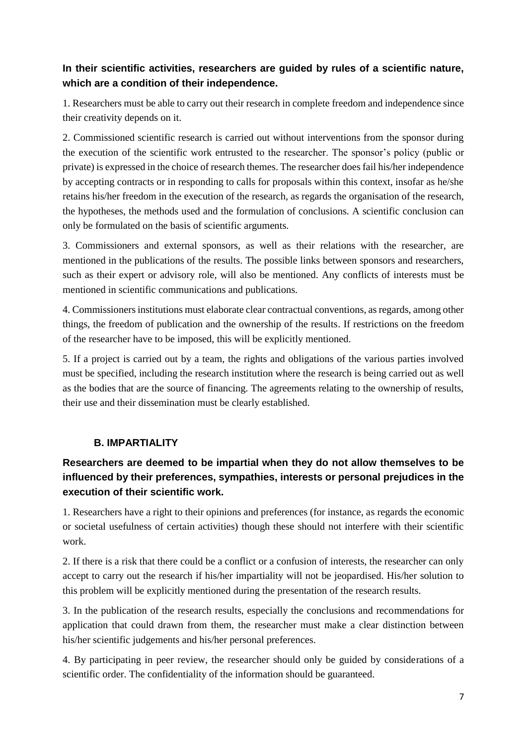**In their scientific activities, researchers are guided by rules of a scientific nature, which are a condition of their independence.**

1. Researchers must be able to carry out their research in complete freedom and independence since their creativity depends on it.

2. Commissioned scientific research is carried out without interventions from the sponsor during the execution of the scientific work entrusted to the researcher. The sponsor's policy (public or private) is expressed in the choice of research themes. The researcher does fail his/her independence by accepting contracts or in responding to calls for proposals within this context, insofar as he/she retains his/her freedom in the execution of the research, as regards the organisation of the research, the hypotheses, the methods used and the formulation of conclusions. A scientific conclusion can only be formulated on the basis of scientific arguments.

3. Commissioners and external sponsors, as well as their relations with the researcher, are mentioned in the publications of the results. The possible links between sponsors and researchers, such as their expert or advisory role, will also be mentioned. Any conflicts of interests must be mentioned in scientific communications and publications.

4. Commissioners institutions must elaborate clear contractual conventions, as regards, among other things, the freedom of publication and the ownership of the results. If restrictions on the freedom of the researcher have to be imposed, this will be explicitly mentioned.

5. If a project is carried out by a team, the rights and obligations of the various parties involved must be specified, including the research institution where the research is being carried out as well as the bodies that are the source of financing. The agreements relating to the ownership of results, their use and their dissemination must be clearly established.

### B. IMPARTIALITY

**Researchers are deemed to be impartial when they do not allow themselves to be influenced by their preferences, sympathies, interests or personal prejudices in the execution of their scientific work.**

1. Researchers have a right to their opinions and preferences (for instance, as regards the economic or societal usefulness of certain activities) though these should not interfere with their scientific work.

2. If there is a risk that there could be a conflict or a confusion of interests, the researcher can only accept to carry out the research if his/her impartiality will not be jeopardised. His/her solution to this problem will be explicitly mentioned during the presentation of the research results.

3. In the publication of the research results, especially the conclusions and recommendations for application that could drawn from them, the researcher must make a clear distinction between his/her scientific judgements and his/her personal preferences.

4. By participating in peer review, the researcher should only be guided by considerations of a scientific order. The confidentiality of the information should be guaranteed.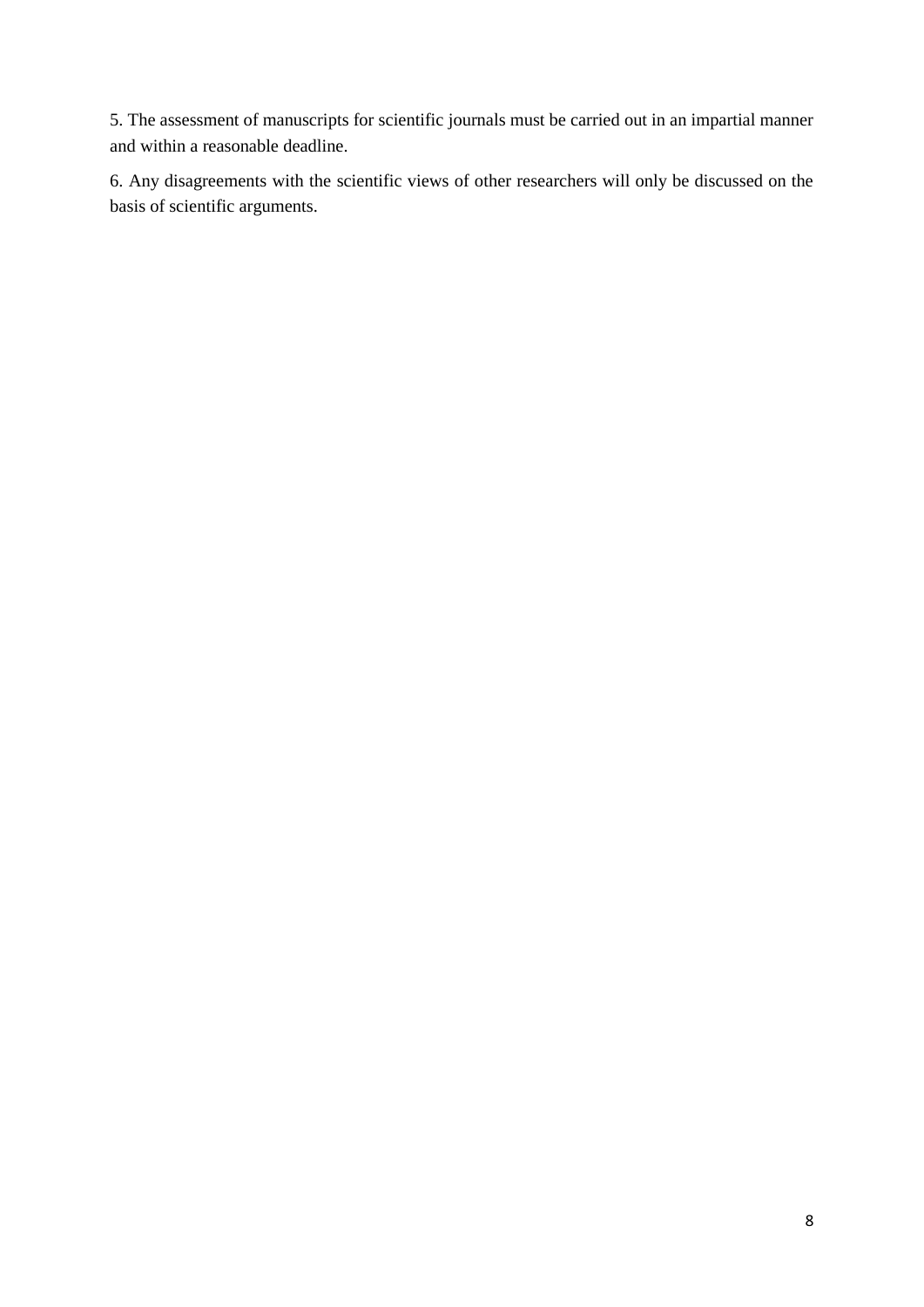5. The assessment of manuscripts for scientific journals must be carried out in an impartial manner and within a reasonable deadline.

6. Any disagreements with the scientific views of other researchers will only be discussed on the basis of scientific arguments.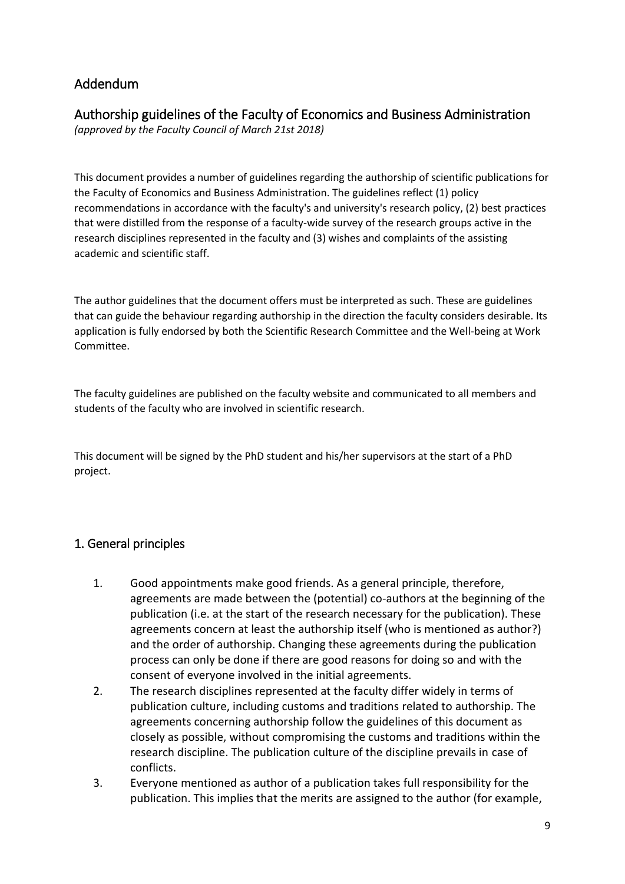## Addendum

## Authorship guidelines of the Faculty of Economics and Business Administration

*(approved by the Faculty Council of March 21st 2018)*

This document provides a number of guidelines regarding the authorship of scientific publications for the Faculty of Economics and Business Administration. The guidelines reflect (1) policy recommendations in accordance with the faculty's and university's research policy, (2) best practices that were distilled from the response of a faculty-wide survey of the research groups active in the research disciplines represented in the faculty and (3) wishes and complaints of the assisting academic and scientific staff.

The author guidelines that the document offers must be interpreted as such. These are guidelines that can guide the behaviour regarding authorship in the direction the faculty considers desirable. Its application is fully endorsed by both the Scientific Research Committee and the Well-being at Work Committee.

The faculty guidelines are published on the faculty website and communicated to all members and students of the faculty who are involved in scientific research.

This document will be signed by the PhD student and his/her supervisors at the start of a PhD project.

## 1. General principles

1. Good appointments make good friends. As a general principle, therefore, agreements are made between the (potential) co-authors at the beginning of the publication (i.e. at the start of the research necessary for the publication). These agreements concern at least the authorship itself (who is mentioned as author?) and the order of authorship. Changing these agreements during the publication process can only be done if there are good reasons for doing so and with the consent of everyone involved in the initial agreements.
2. The research disciplines represented at the faculty differ widely in terms of publication culture, including customs and traditions related to authorship. The agreements concerning authorship follow the guidelines of this document as closely as possible, without compromising the customs and traditions within the research discipline. The publication culture of the discipline prevails in case of conflicts.
3. Everyone mentioned as author of a publication takes full responsibility for the publication. This implies that the merits are assigned to the author (for example,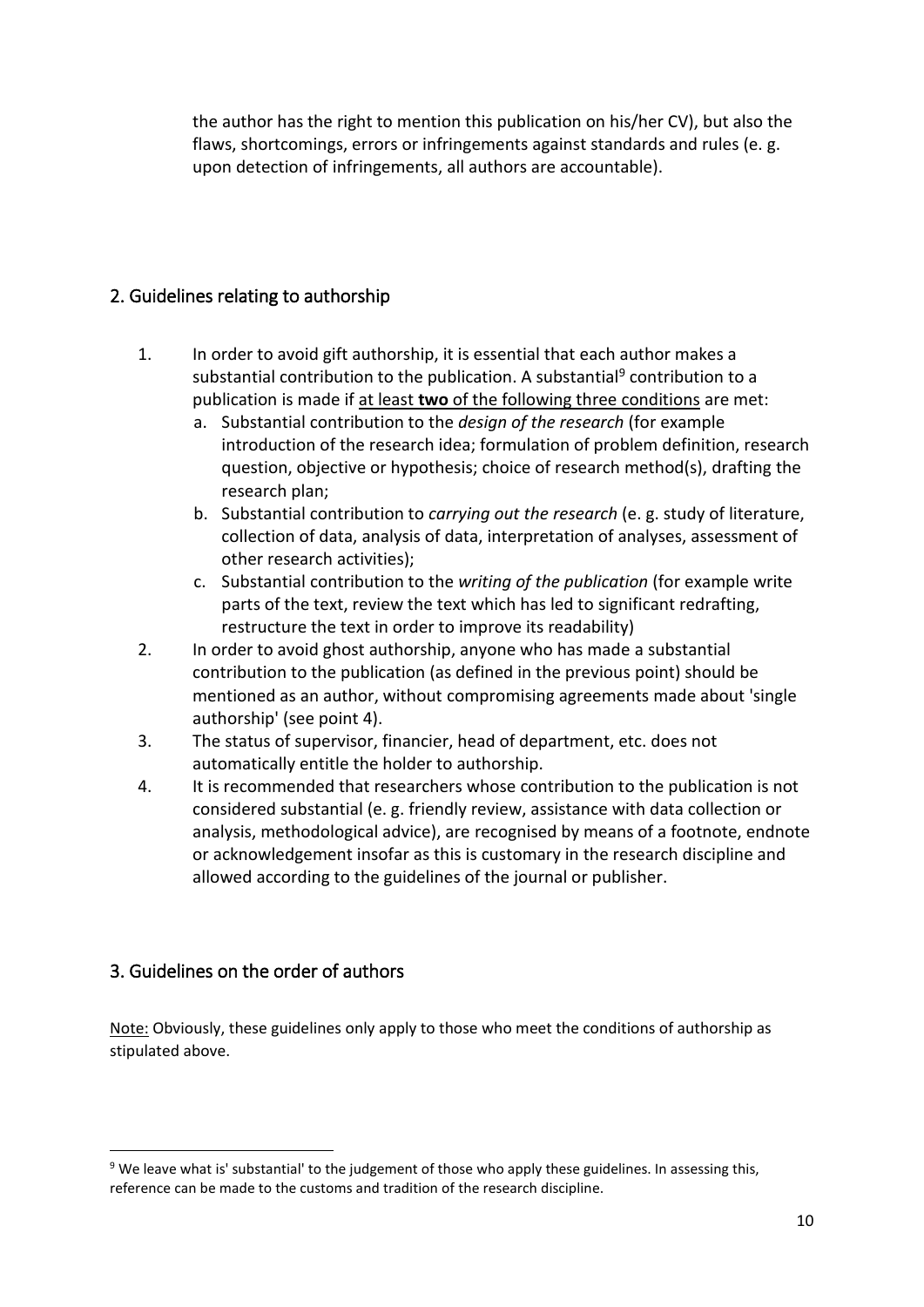the author has the right to mention this publication on his/her CV), but also the flaws, shortcomings, errors or infringements against standards and rules (e. g. upon detection of infringements, all authors are accountable).

## 2. Guidelines relating to authorship

1. In order to avoid gift authorship, it is essential that each author makes a substantial contribution to the publication. A substantial[9] contribution to a publication is made if at least **two** of the following three conditions are met:
   a. Substantial contribution to the *design of the research* (for example introduction of the research idea; formulation of problem definition, research question, objective or hypothesis; choice of research method(s), drafting the research plan;
   b. Substantial contribution to *carrying out the research* (e. g. study of literature, collection of data, analysis of data, interpretation of analyses, assessment of other research activities);
   c. Substantial contribution to the *writing of the publication* (for example write parts of the text, review the text which has led to significant redrafting, restructure the text in order to improve its readability)
2. In order to avoid ghost authorship, anyone who has made a substantial contribution to the publication (as defined in the previous point) should be mentioned as an author, without compromising agreements made about 'single authorship' (see point 4).
3. The status of supervisor, financier, head of department, etc. does not automatically entitle the holder to authorship.
4. It is recommended that researchers whose contribution to the publication is not considered substantial (e. g. friendly review, assistance with data collection or analysis, methodological advice), are recognised by means of a footnote, endnote or acknowledgement insofar as this is customary in the research discipline and allowed according to the guidelines of the journal or publisher.

## 3. Guidelines on the order of authors

Note: Obviously, these guidelines only apply to those who meet the conditions of authorship as stipulated above.

[9] We leave what is' substantial' to the judgement of those who apply these guidelines. In assessing this, reference can be made to the customs and tradition of the research discipline.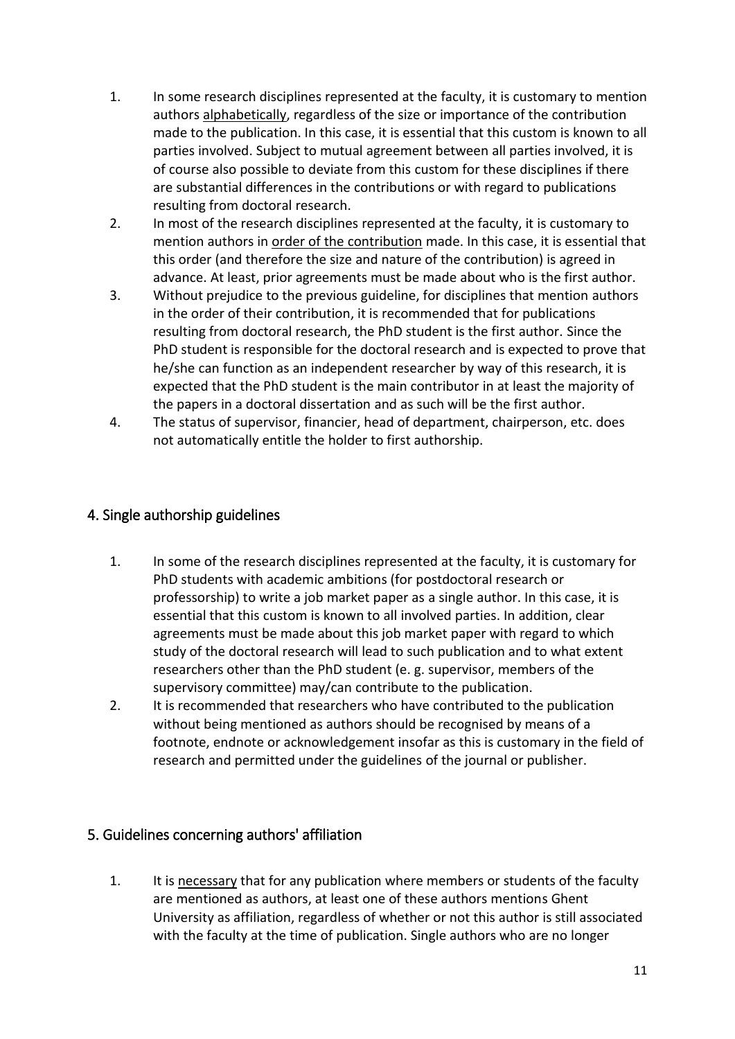1. In some research disciplines represented at the faculty, it is customary to mention authors alphabetically, regardless of the size or importance of the contribution made to the publication. In this case, it is essential that this custom is known to all parties involved. Subject to mutual agreement between all parties involved, it is of course also possible to deviate from this custom for these disciplines if there are substantial differences in the contributions or with regard to publications resulting from doctoral research.
2. In most of the research disciplines represented at the faculty, it is customary to mention authors in order of the contribution made. In this case, it is essential that this order (and therefore the size and nature of the contribution) is agreed in advance. At least, prior agreements must be made about who is the first author.
3. Without prejudice to the previous guideline, for disciplines that mention authors in the order of their contribution, it is recommended that for publications resulting from doctoral research, the PhD student is the first author. Since the PhD student is responsible for the doctoral research and is expected to prove that he/she can function as an independent researcher by way of this research, it is expected that the PhD student is the main contributor in at least the majority of the papers in a doctoral dissertation and as such will be the first author.
4. The status of supervisor, financier, head of department, chairperson, etc. does not automatically entitle the holder to first authorship.

## 4. Single authorship guidelines

1. In some of the research disciplines represented at the faculty, it is customary for PhD students with academic ambitions (for postdoctoral research or professorship) to write a job market paper as a single author. In this case, it is essential that this custom is known to all involved parties. In addition, clear agreements must be made about this job market paper with regard to which study of the doctoral research will lead to such publication and to what extent researchers other than the PhD student (e. g. supervisor, members of the supervisory committee) may/can contribute to the publication.
2. It is recommended that researchers who have contributed to the publication without being mentioned as authors should be recognised by means of a footnote, endnote or acknowledgement insofar as this is customary in the field of research and permitted under the guidelines of the journal or publisher.

## 5. Guidelines concerning authors' affiliation

1. It is necessary that for any publication where members or students of the faculty are mentioned as authors, at least one of these authors mentions Ghent University as affiliation, regardless of whether or not this author is still associated with the faculty at the time of publication. Single authors who are no longer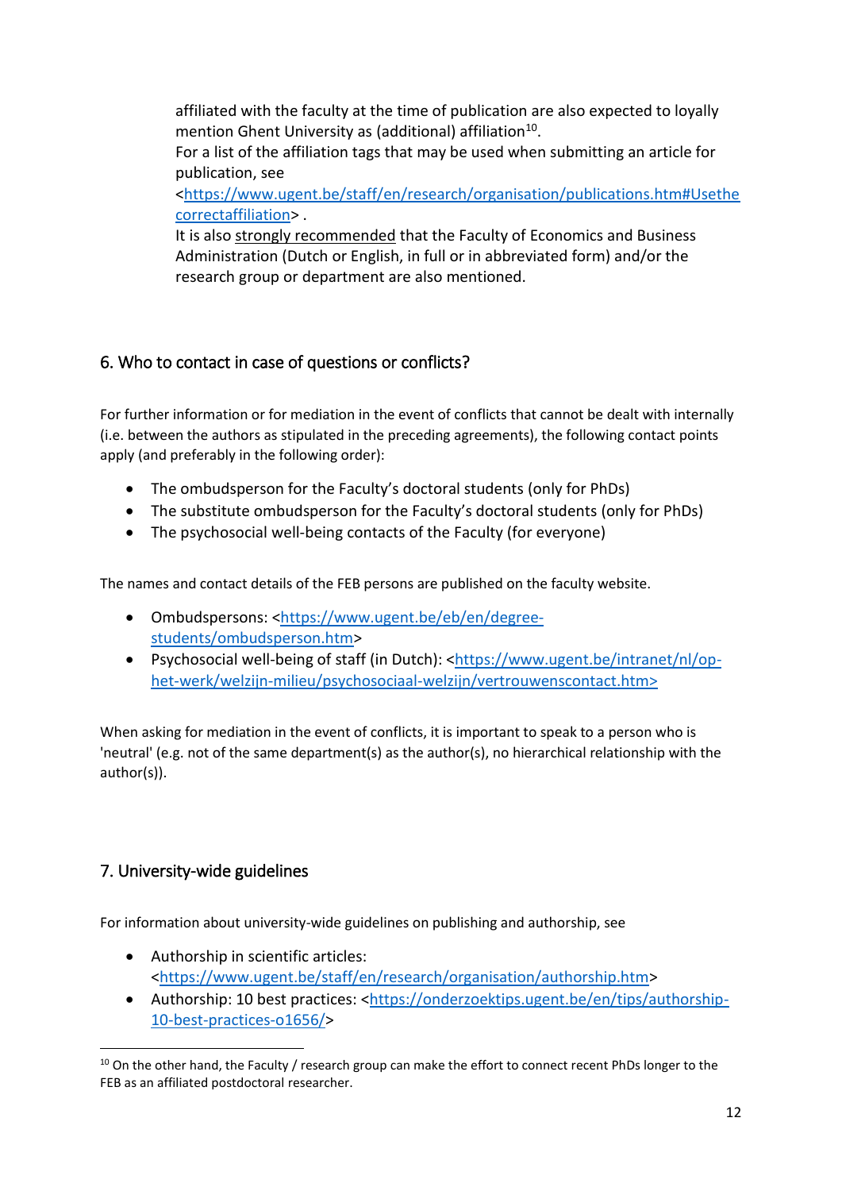affiliated with the faculty at the time of publication are also expected to loyally mention Ghent University as (additional) affiliation[10].
For a list of the affiliation tags that may be used when submitting an article for publication, see <https://www.ugent.be/staff/en/research/organisation/publications.htm#Usethecorrectaffiliation> .
It is also strongly recommended that the Faculty of Economics and Business Administration (Dutch or English, in full or in abbreviated form) and/or the research group or department are also mentioned.

## 6. Who to contact in case of questions or conflicts?

For further information or for mediation in the event of conflicts that cannot be dealt with internally (i.e. between the authors as stipulated in the preceding agreements), the following contact points apply (and preferably in the following order):

- The ombudsperson for the Faculty's doctoral students (only for PhDs)
- The substitute ombudsperson for the Faculty's doctoral students (only for PhDs)
- The psychosocial well-being contacts of the Faculty (for everyone)

The names and contact details of the FEB persons are published on the faculty website.

- Ombudspersons: <https://www.ugent.be/eb/en/degree-students/ombudsperson.htm>
- Psychosocial well-being of staff (in Dutch): <https://www.ugent.be/intranet/nl/op-het-werk/welzijn-milieu/psychosociaal-welzijn/vertrouwenscontact.htm>

When asking for mediation in the event of conflicts, it is important to speak to a person who is 'neutral' (e.g. not of the same department(s) as the author(s), no hierarchical relationship with the author(s)).

## 7. University-wide guidelines

For information about university-wide guidelines on publishing and authorship, see

- Authorship in scientific articles: <https://www.ugent.be/staff/en/research/organisation/authorship.htm>
- Authorship: 10 best practices: <https://onderzoektips.ugent.be/en/tips/authorship-10-best-practices-o1656/>

[10] On the other hand, the Faculty / research group can make the effort to connect recent PhDs longer to the FEB as an affiliated postdoctoral researcher.